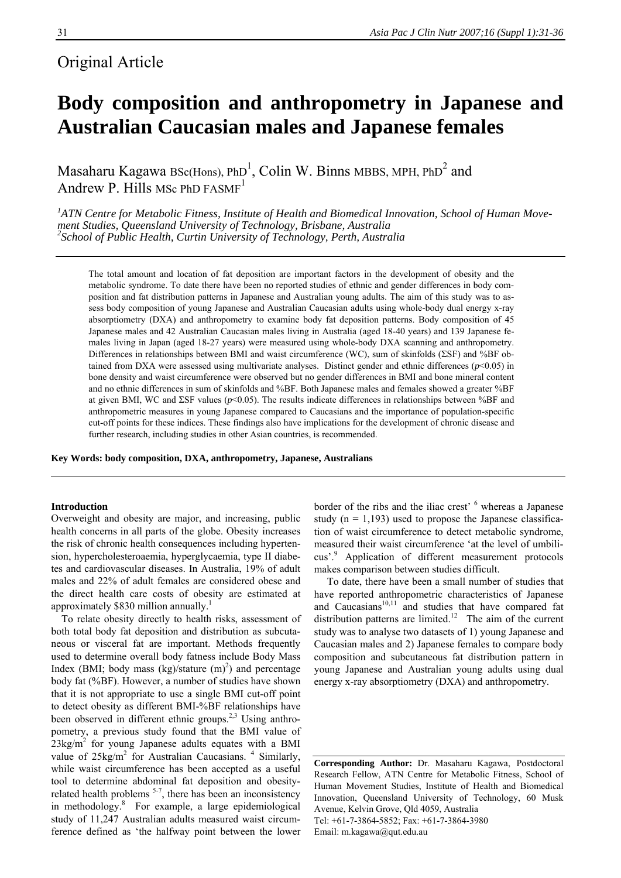Original Article

# Body composition and anthropometry in Japanese and Australian Caucasian males and Japanese females

Masaharu Kagawa BSc(Hons), PhD[1], Colin W. Binns MBBS, MPH, PhD[2] and Andrew P. Hills MSc PhD FASMF[1]

[1]*ATN Centre for Metabolic Fitness, Institute of Health and Biomedical Innovation, School of Human Movement Studies, Queensland University of Technology, Brisbane, Australia*
[2]*School of Public Health, Curtin University of Technology, Perth, Australia*

The total amount and location of fat deposition are important factors in the development of obesity and the metabolic syndrome. To date there have been no reported studies of ethnic and gender differences in body composition and fat distribution patterns in Japanese and Australian young adults. The aim of this study was to assess body composition of young Japanese and Australian Caucasian adults using whole-body dual energy x-ray absorptiometry (DXA) and anthropometry to examine body fat deposition patterns. Body composition of 45 Japanese males and 42 Australian Caucasian males living in Australia (aged 18-40 years) and 139 Japanese females living in Japan (aged 18-27 years) were measured using whole-body DXA scanning and anthropometry. Differences in relationships between BMI and waist circumference (WC), sum of skinfolds (ΣSF) and %BF obtained from DXA were assessed using multivariate analyses. Distinct gender and ethnic differences ($p<0.05$) in bone density and waist circumference were observed but no gender differences in BMI and bone mineral content and no ethnic differences in sum of skinfolds and %BF. Both Japanese males and females showed a greater %BF at given BMI, WC and ΣSF values ($p<0.05$). The results indicate differences in relationships between %BF and anthropometric measures in young Japanese compared to Caucasians and the importance of population-specific cut-off points for these indices. These findings also have implications for the development of chronic disease and further research, including studies in other Asian countries, is recommended.

**Key Words: body composition, DXA, anthropometry, Japanese, Australians**

## Introduction

Overweight and obesity are major, and increasing, public health concerns in all parts of the globe. Obesity increases the risk of chronic health consequences including hypertension, hypercholesteroaemia, hyperglycaemia, type II diabetes and cardiovascular diseases. In Australia, 19% of adult males and 22% of adult females are considered obese and the direct health care costs of obesity are estimated at approximately \$830 million annually.[1]

To relate obesity directly to health risks, assessment of both total body fat deposition and distribution as subcutaneous or visceral fat are important. Methods frequently used to determine overall body fatness include Body Mass Index (BMI; body mass (kg)/stature $(m)^2$) and percentage body fat (%BF). However, a number of studies have shown that it is not appropriate to use a single BMI cut-off point to detect obesity as different BMI-%BF relationships have been observed in different ethnic groups.[2,3] Using anthropometry, a previous study found that the BMI value of $23kg/m^2$ for young Japanese adults equates with a BMI value of $25kg/m^2$ for Australian Caucasians.[4] Similarly, while waist circumference has been accepted as a useful tool to determine abdominal fat deposition and obesity-related health problems [5-7], there has been an inconsistency in methodology.[8] For example, a large epidemiological study of 11,247 Australian adults measured waist circumference defined as 'the halfway point between the lower border of the ribs and the iliac crest' [6] whereas a Japanese study (n = 1,193) used to propose the Japanese classification of waist circumference to detect metabolic syndrome, measured their waist circumference 'at the level of umbilicus'.[9] Application of different measurement protocols makes comparison between studies difficult.

To date, there have been a small number of studies that have reported anthropometric characteristics of Japanese and Caucasians[10,11] and studies that have compared fat distribution patterns are limited.[12] The aim of the current study was to analyse two datasets of 1) young Japanese and Caucasian males and 2) Japanese females to compare body composition and subcutaneous fat distribution pattern in young Japanese and Australian young adults using dual energy x-ray absorptiometry (DXA) and anthropometry.

**Corresponding Author:** Dr. Masaharu Kagawa, Postdoctoral Research Fellow, ATN Centre for Metabolic Fitness, School of Human Movement Studies, Institute of Health and Biomedical Innovation, Queensland University of Technology, 60 Musk Avenue, Kelvin Grove, Qld 4059, Australia
Tel: +61-7-3864-5852; Fax: +61-7-3864-3980
Email: m.kagawa@qut.edu.au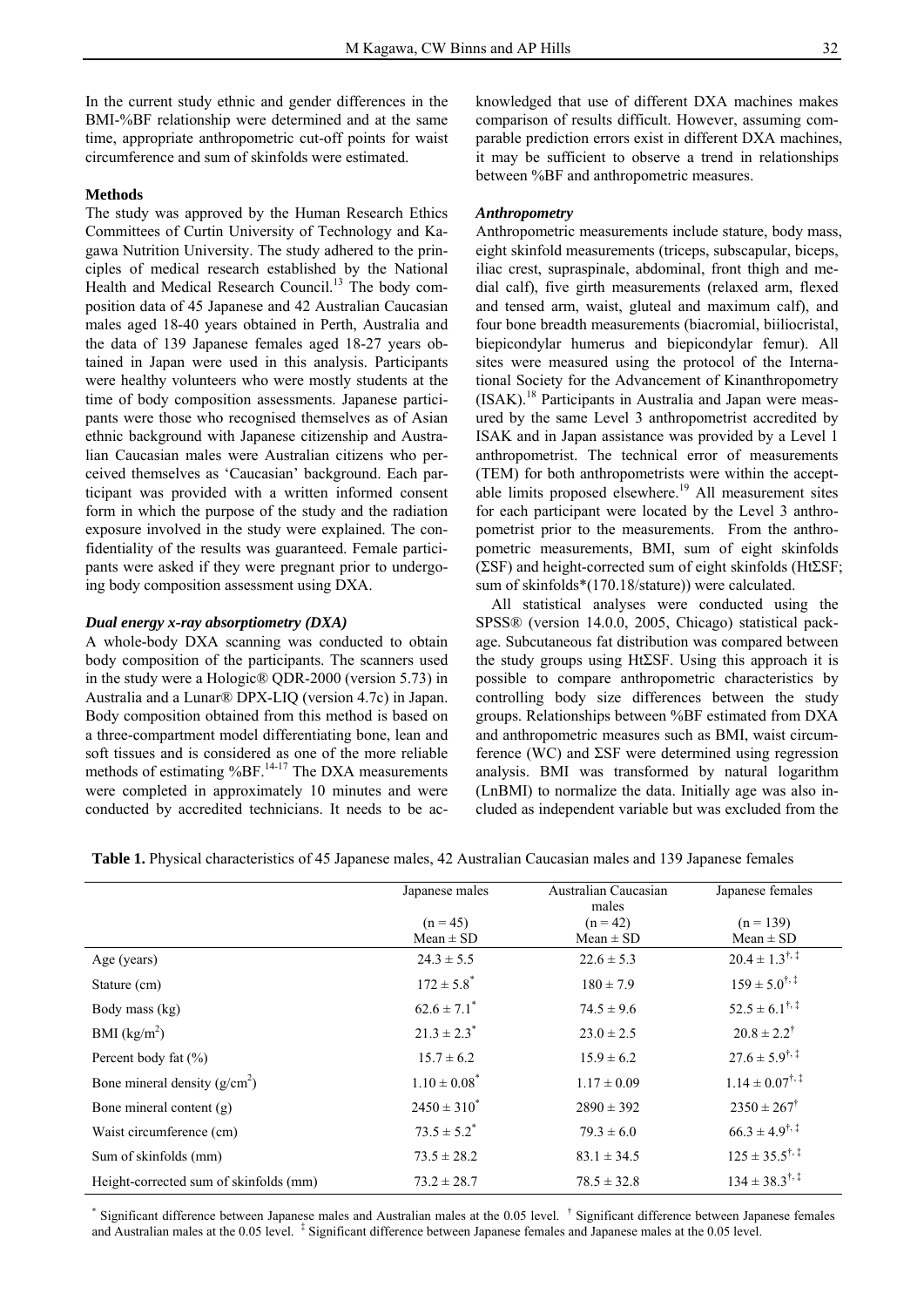In the current study ethnic and gender differences in the BMI-%BF relationship were determined and at the same time, appropriate anthropometric cut-off points for waist circumference and sum of skinfolds were estimated.

## Methods

The study was approved by the Human Research Ethics Committees of Curtin University of Technology and Kagawa Nutrition University. The study adhered to the principles of medical research established by the National Health and Medical Research Council.[13] The body composition data of 45 Japanese and 42 Australian Caucasian males aged 18-40 years obtained in Perth, Australia and the data of 139 Japanese females aged 18-27 years obtained in Japan were used in this analysis. Participants were healthy volunteers who were mostly students at the time of body composition assessments. Japanese participants were those who recognised themselves as of Asian ethnic background with Japanese citizenship and Australian Caucasian males were Australian citizens who perceived themselves as 'Caucasian' background. Each participant was provided with a written informed consent form in which the purpose of the study and the radiation exposure involved in the study were explained. The confidentiality of the results was guaranteed. Female participants were asked if they were pregnant prior to undergoing body composition assessment using DXA.

### *Dual energy x-ray absorptiometry (DXA)*

A whole-body DXA scanning was conducted to obtain body composition of the participants. The scanners used in the study were a Hologic® QDR-2000 (version 5.73) in Australia and a Lunar® DPX-LIQ (version 4.7c) in Japan. Body composition obtained from this method is based on a three-compartment model differentiating bone, lean and soft tissues and is considered as one of the more reliable methods of estimating %BF.[14-17] The DXA measurements were completed in approximately 10 minutes and were conducted by accredited technicians. It needs to be acknowledged that use of different DXA machines makes comparison of results difficult. However, assuming comparable prediction errors exist in different DXA machines, it may be sufficient to observe a trend in relationships between %BF and anthropometric measures.

### *Anthropometry*

Anthropometric measurements include stature, body mass, eight skinfold measurements (triceps, subscapular, biceps, iliac crest, supraspinale, abdominal, front thigh and medial calf), five girth measurements (relaxed arm, flexed and tensed arm, waist, gluteal and maximum calf), and four bone breadth measurements (biacromial, biiliocristal, biepicondylar humerus and biepicondylar femur). All sites were measured using the protocol of the International Society for the Advancement of Kinanthropometry (ISAK).[18] Participants in Australia and Japan were measured by the same Level 3 anthropometrist accredited by ISAK and in Japan assistance was provided by a Level 1 anthropometrist. The technical error of measurements (TEM) for both anthropometrists were within the acceptable limits proposed elsewhere.[19] All measurement sites for each participant were located by the Level 3 anthropometrist prior to the measurements. From the anthropometric measurements, BMI, sum of eight skinfolds (ΣSF) and height-corrected sum of eight skinfolds (HtΣSF; sum of skinfolds*(170.18/stature)) were calculated.

All statistical analyses were conducted using the SPSS® (version 14.0.0, 2005, Chicago) statistical package. Subcutaneous fat distribution was compared between the study groups using HtΣSF. Using this approach it is possible to compare anthropometric characteristics by controlling body size differences between the study groups. Relationships between %BF estimated from DXA and anthropometric measures such as BMI, waist circumference (WC) and ΣSF were determined using regression analysis. BMI was transformed by natural logarithm (LnBMI) to normalize the data. Initially age was also included as independent variable but was excluded from the

**Table 1.** Physical characteristics of 45 Japanese males, 42 Australian Caucasian males and 139 Japanese females

| | Japanese males (n = 45) Mean ± SD | Australian Caucasian males (n = 42) Mean ± SD | Japanese females (n = 139) Mean ± SD |
|---|---|---|---|
| Age (years) | 24.3 ± 5.5 | 22.6 ± 5.3 | 20.4 ± 1.3[†, ‡] |
| Stature (cm) | 172 ± 5.8[*] | 180 ± 7.9 | 159 ± 5.0[†, ‡] |
| Body mass (kg) | 62.6 ± 7.1[*] | 74.5 ± 9.6 | 52.5 ± 6.1[†, ‡] |
| BMI (kg/m$^2$) | 21.3 ± 2.3[*] | 23.0 ± 2.5 | 20.8 ± 2.2[†] |
| Percent body fat (%) | 15.7 ± 6.2 | 15.9 ± 6.2 | 27.6 ± 5.9[†, ‡] |
| Bone mineral density (g/cm$^2$) | 1.10 ± 0.08[*] | 1.17 ± 0.09 | 1.14 ± 0.07[†, ‡] |
| Bone mineral content (g) | 2450 ± 310[*] | 2890 ± 392 | 2350 ± 267[†] |
| Waist circumference (cm) | 73.5 ± 5.2[*] | 79.3 ± 6.0 | 66.3 ± 4.9[†, ‡] |
| Sum of skinfolds (mm) | 73.5 ± 28.2 | 83.1 ± 34.5 | 125 ± 35.5[†, ‡] |
| Height-corrected sum of skinfolds (mm) | 73.2 ± 28.7 | 78.5 ± 32.8 | 134 ± 38.3[†, ‡] |

[*] Significant difference between Japanese males and Australian males at the 0.05 level. [†] Significant difference between Japanese females and Australian males at the 0.05 level. [‡] Significant difference between Japanese females and Japanese males at the 0.05 level.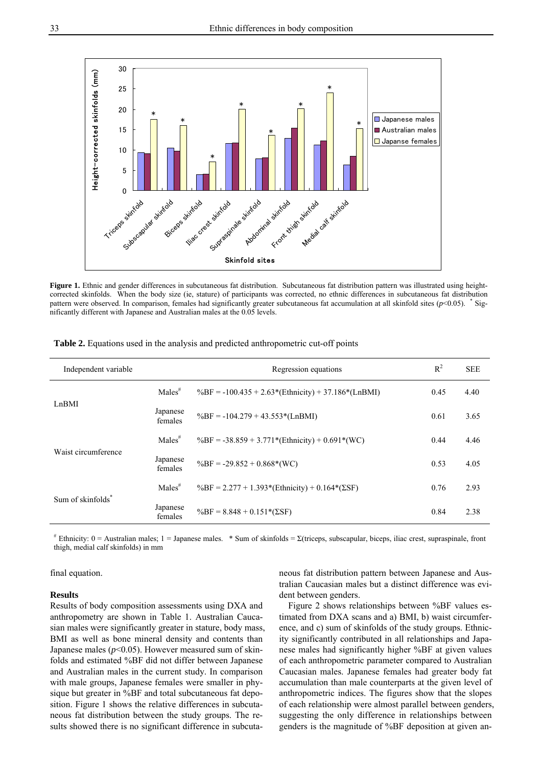**Figure 1.** Ethnic and gender differences in subcutaneous fat distribution. Subcutaneous fat distribution pattern was illustrated using height-corrected skinfolds. When the body size (ie, stature) of participants was corrected, no ethnic differences in subcutaneous fat distribution pattern were observed. In comparison, females had significantly greater subcutaneous fat accumulation at all skinfold sites ($p$<0.05). * Significantly different with Japanese and Australian males at the 0.05 levels.

**Table 2.** Equations used in the analysis and predicted anthropometric cut-off points

| Independent variable | | Regression equations | $R^2$ | SEE |
|---|---|---|---|---|
| LnBMI | Males[#] | %BF = -100.435 + 2.63\*(Ethnicity) + 37.186\*(LnBMI) | 0.45 | 4.40 |
| | Japanese females | %BF = -104.279 + 43.553\*(LnBMI) | 0.61 | 3.65 |
| Waist circumference | Males[#] | %BF = -38.859 + 3.771\*(Ethnicity) + 0.691\*(WC) | 0.44 | 4.46 |
| | Japanese females | %BF = -29.852 + 0.868\*(WC) | 0.53 | 4.05 |
| Sum of skinfolds* | Males[#] | %BF = 2.277 + 1.393\*(Ethnicity) + 0.164\*(ΣSF) | 0.76 | 2.93 |
| | Japanese females | %BF = 8.848 + 0.151\*(ΣSF) | 0.84 | 2.38 |

[#] Ethnicity: 0 = Australian males; 1 = Japanese males. * Sum of skinfolds = Σ(triceps, subscapular, biceps, iliac crest, supraspinale, front thigh, medial calf skinfolds) in mm

final equation.

**Results**

Results of body composition assessments using DXA and anthropometry are shown in Table 1. Australian Caucasian males were significantly greater in stature, body mass, BMI as well as bone mineral density and contents than Japanese males ($p$<0.05). However measured sum of skinfolds and estimated %BF did not differ between Japanese and Australian males in the current study. In comparison with male groups, Japanese females were smaller in physique but greater in %BF and total subcutaneous fat deposition. Figure 1 shows the relative differences in subcutaneous fat distribution between the study groups. The results showed there is no significant difference in subcutaneous fat distribution pattern between Japanese and Australian Caucasian males but a distinct difference was evident between genders.

Figure 2 shows relationships between %BF values estimated from DXA scans and a) BMI, b) waist circumference, and c) sum of skinfolds of the study groups. Ethnicity significantly contributed in all relationships and Japanese males had significantly higher %BF at given values of each anthropometric parameter compared to Australian Caucasian males. Japanese females had greater body fat accumulation than male counterparts at the given level of anthropometric indices. The figures show that the slopes of each relationship were almost parallel between genders, suggesting the only difference in relationships between genders is the magnitude of %BF deposition at given an-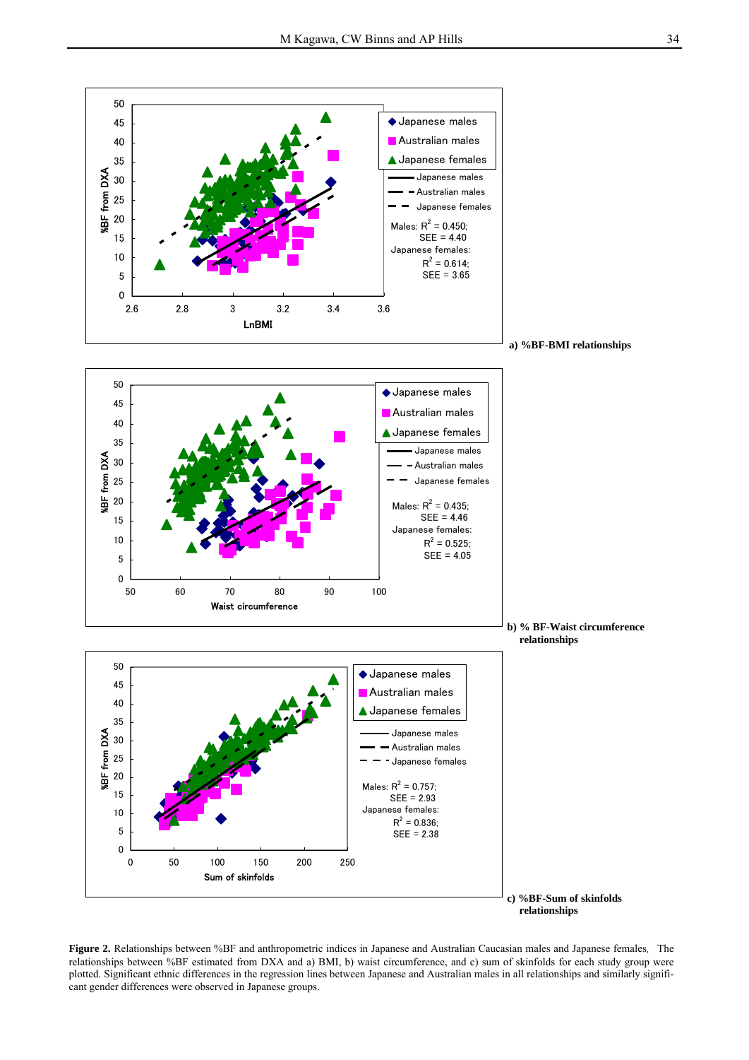a) %BF-BMI relationships

b) % BF-Waist circumference relationships

c) %BF-Sum of skinfolds relationships

**Figure 2.** Relationships between %BF and anthropometric indices in Japanese and Australian Caucasian males and Japanese females. The relationships between %BF estimated from DXA and a) BMI, b) waist circumference, and c) sum of skinfolds for each study group were plotted. Significant ethnic differences in the regression lines between Japanese and Australian males in all relationships and similarly significant gender differences were observed in Japanese groups.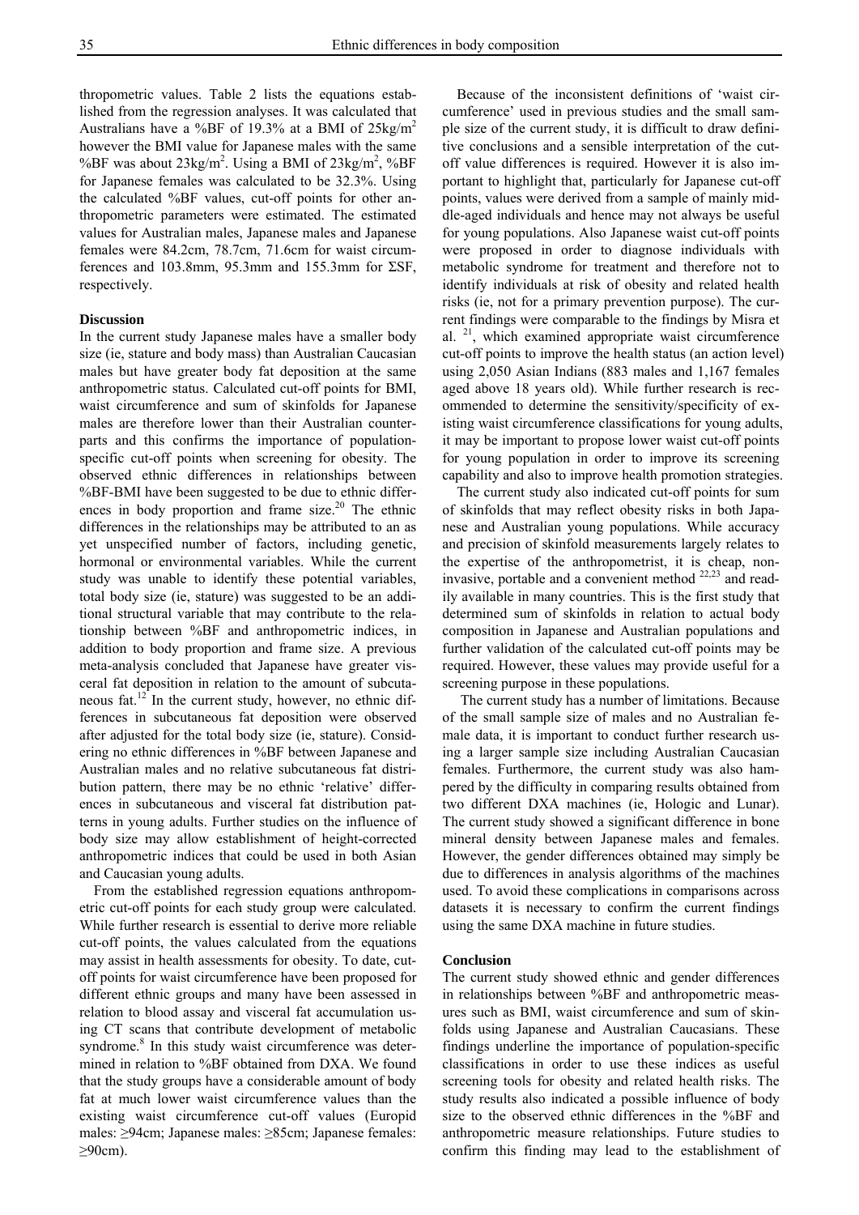thropometric values. Table 2 lists the equations established from the regression analyses. It was calculated that Australians have a %BF of 19.3% at a BMI of 25kg/m$^2$ however the BMI value for Japanese males with the same %BF was about 23kg/m$^2$. Using a BMI of 23kg/m$^2$, %BF for Japanese females was calculated to be 32.3%. Using the calculated %BF values, cut-off points for other anthropometric parameters were estimated. The estimated values for Australian males, Japanese males and Japanese females were 84.2cm, 78.7cm, 71.6cm for waist circumferences and 103.8mm, 95.3mm and 155.3mm for ΣSF, respectively.

## Discussion

In the current study Japanese males have a smaller body size (ie, stature and body mass) than Australian Caucasian males but have greater body fat deposition at the same anthropometric status. Calculated cut-off points for BMI, waist circumference and sum of skinfolds for Japanese males are therefore lower than their Australian counterparts and this confirms the importance of population-specific cut-off points when screening for obesity. The observed ethnic differences in relationships between %BF-BMI have been suggested to be due to ethnic differences in body proportion and frame size.[20] The ethnic differences in the relationships may be attributed to an as yet unspecified number of factors, including genetic, hormonal or environmental variables. While the current study was unable to identify these potential variables, total body size (ie, stature) was suggested to be an additional structural variable that may contribute to the relationship between %BF and anthropometric indices, in addition to body proportion and frame size. A previous meta-analysis concluded that Japanese have greater visceral fat deposition in relation to the amount of subcutaneous fat.[12] In the current study, however, no ethnic differences in subcutaneous fat deposition were observed after adjusted for the total body size (ie, stature). Considering no ethnic differences in %BF between Japanese and Australian males and no relative subcutaneous fat distribution pattern, there may be no ethnic 'relative' differences in subcutaneous and visceral fat distribution patterns in young adults. Further studies on the influence of body size may allow establishment of height-corrected anthropometric indices that could be used in both Asian and Caucasian young adults.

From the established regression equations anthropometric cut-off points for each study group were calculated. While further research is essential to derive more reliable cut-off points, the values calculated from the equations may assist in health assessments for obesity. To date, cut-off points for waist circumference have been proposed for different ethnic groups and many have been assessed in relation to blood assay and visceral fat accumulation using CT scans that contribute development of metabolic syndrome.[8] In this study waist circumference was determined in relation to %BF obtained from DXA. We found that the study groups have a considerable amount of body fat at much lower waist circumference values than the existing waist circumference cut-off values (Europid males: ≥94cm; Japanese males: ≥85cm; Japanese females: ≥90cm).

Because of the inconsistent definitions of 'waist circumference' used in previous studies and the small sample size of the current study, it is difficult to draw definitive conclusions and a sensible interpretation of the cut-off value differences is required. However it is also important to highlight that, particularly for Japanese cut-off points, values were derived from a sample of mainly middle-aged individuals and hence may not always be useful for young populations. Also Japanese waist cut-off points were proposed in order to diagnose individuals with metabolic syndrome for treatment and therefore not to identify individuals at risk of obesity and related health risks (ie, not for a primary prevention purpose). The current findings were comparable to the findings by Misra et al. [21], which examined appropriate waist circumference cut-off points to improve the health status (an action level) using 2,050 Asian Indians (883 males and 1,167 females aged above 18 years old). While further research is recommended to determine the sensitivity/specificity of existing waist circumference classifications for young adults, it may be important to propose lower waist cut-off points for young population in order to improve its screening capability and also to improve health promotion strategies.

The current study also indicated cut-off points for sum of skinfolds that may reflect obesity risks in both Japanese and Australian young populations. While accuracy and precision of skinfold measurements largely relates to the expertise of the anthropometrist, it is cheap, non-invasive, portable and a convenient method [22,23] and readily available in many countries. This is the first study that determined sum of skinfolds in relation to actual body composition in Japanese and Australian populations and further validation of the calculated cut-off points may be required. However, these values may provide useful for a screening purpose in these populations.

The current study has a number of limitations. Because of the small sample size of males and no Australian female data, it is important to conduct further research using a larger sample size including Australian Caucasian females. Furthermore, the current study was also hampered by the difficulty in comparing results obtained from two different DXA machines (ie, Hologic and Lunar). The current study showed a significant difference in bone mineral density between Japanese males and females. However, the gender differences obtained may simply be due to differences in analysis algorithms of the machines used. To avoid these complications in comparisons across datasets it is necessary to confirm the current findings using the same DXA machine in future studies.

## Conclusion

The current study showed ethnic and gender differences in relationships between %BF and anthropometric measures such as BMI, waist circumference and sum of skinfolds using Japanese and Australian Caucasians. These findings underline the importance of population-specific classifications in order to use these indices as useful screening tools for obesity and related health risks. The study results also indicated a possible influence of body size to the observed ethnic differences in the %BF and anthropometric measure relationships. Future studies to confirm this finding may lead to the establishment of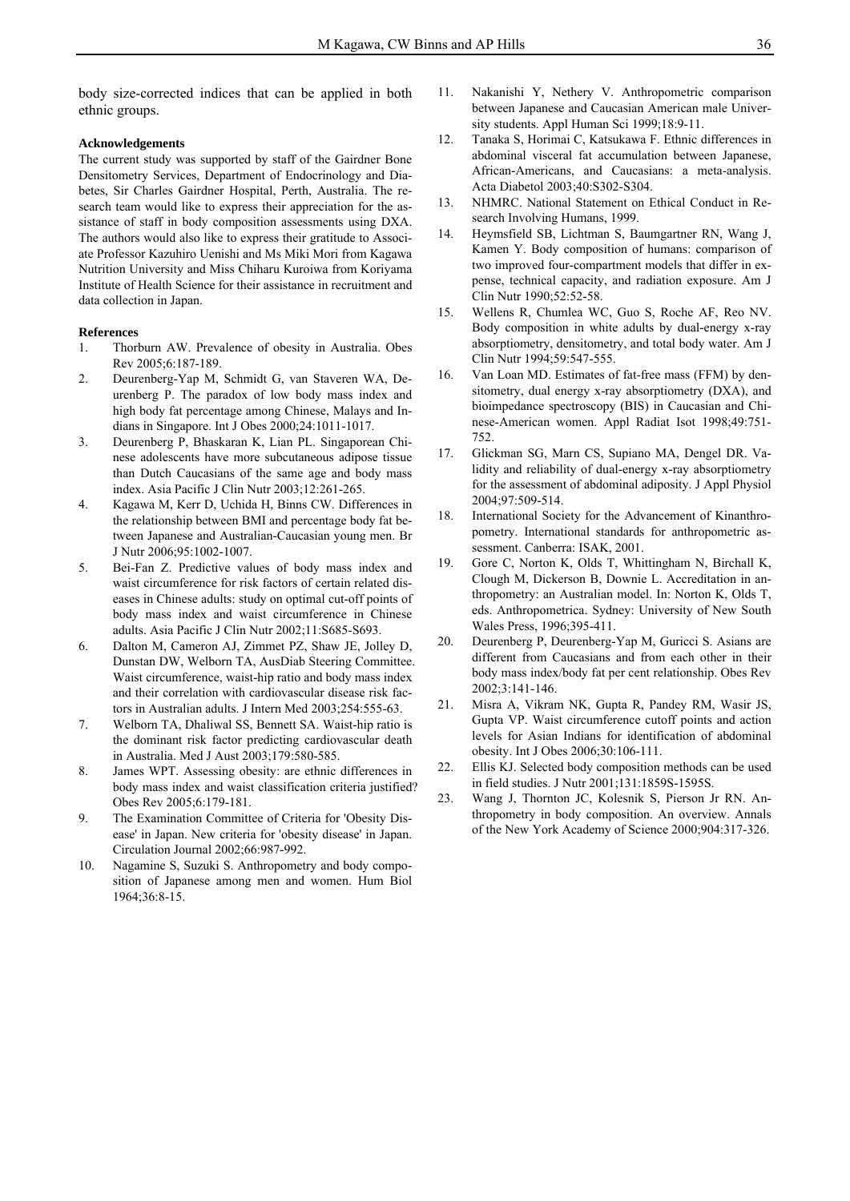body size-corrected indices that can be applied in both ethnic groups.

**Acknowledgements**

The current study was supported by staff of the Gairdner Bone Densitometry Services, Department of Endocrinology and Diabetes, Sir Charles Gairdner Hospital, Perth, Australia. The research team would like to express their appreciation for the assistance of staff in body composition assessments using DXA. The authors would also like to express their gratitude to Associate Professor Kazuhiro Uenishi and Ms Miki Mori from Kagawa Nutrition University and Miss Chiharu Kuroiwa from Koriyama Institute of Health Science for their assistance in recruitment and data collection in Japan.

**References**

1. Thorburn AW. Prevalence of obesity in Australia. Obes Rev 2005;6:187-189.
2. Deurenberg-Yap M, Schmidt G, van Staveren WA, Deurenberg P. The paradox of low body mass index and high body fat percentage among Chinese, Malays and Indians in Singapore. Int J Obes 2000;24:1011-1017.
3. Deurenberg P, Bhaskaran K, Lian PL. Singaporean Chinese adolescents have more subcutaneous adipose tissue than Dutch Caucasians of the same age and body mass index. Asia Pacific J Clin Nutr 2003;12:261-265.
4. Kagawa M, Kerr D, Uchida H, Binns CW. Differences in the relationship between BMI and percentage body fat between Japanese and Australian-Caucasian young men. Br J Nutr 2006;95:1002-1007.
5. Bei-Fan Z. Predictive values of body mass index and waist circumference for risk factors of certain related diseases in Chinese adults: study on optimal cut-off points of body mass index and waist circumference in Chinese adults. Asia Pacific J Clin Nutr 2002;11:S685-S693.
6. Dalton M, Cameron AJ, Zimmet PZ, Shaw JE, Jolley D, Dunstan DW, Welborn TA, AusDiab Steering Committee. Waist circumference, waist-hip ratio and body mass index and their correlation with cardiovascular disease risk factors in Australian adults. J Intern Med 2003;254:555-63.
7. Welborn TA, Dhaliwal SS, Bennett SA. Waist-hip ratio is the dominant risk factor predicting cardiovascular death in Australia. Med J Aust 2003;179:580-585.
8. James WPT. Assessing obesity: are ethnic differences in body mass index and waist classification criteria justified? Obes Rev 2005;6:179-181.
9. The Examination Committee of Criteria for 'Obesity Disease' in Japan. New criteria for 'obesity disease' in Japan. Circulation Journal 2002;66:987-992.
10. Nagamine S, Suzuki S. Anthropometry and body composition of Japanese among men and women. Hum Biol 1964;36:8-15.
11. Nakanishi Y, Nethery V. Anthropometric comparison between Japanese and Caucasian American male University students. Appl Human Sci 1999;18:9-11.
12. Tanaka S, Horimai C, Katsukawa F. Ethnic differences in abdominal visceral fat accumulation between Japanese, African-Americans, and Caucasians: a meta-analysis. Acta Diabetol 2003;40:S302-S304.
13. NHMRC. National Statement on Ethical Conduct in Research Involving Humans, 1999.
14. Heymsfield SB, Lichtman S, Baumgartner RN, Wang J, Kamen Y. Body composition of humans: comparison of two improved four-compartment models that differ in expense, technical capacity, and radiation exposure. Am J Clin Nutr 1990;52:52-58.
15. Wellens R, Chumlea WC, Guo S, Roche AF, Reo NV. Body composition in white adults by dual-energy x-ray absorptiometry, densitometry, and total body water. Am J Clin Nutr 1994;59:547-555.
16. Van Loan MD. Estimates of fat-free mass (FFM) by densitometry, dual energy x-ray absorptiometry (DXA), and bioimpedance spectroscopy (BIS) in Caucasian and Chinese-American women. Appl Radiat Isot 1998;49:751-752.
17. Glickman SG, Marn CS, Supiano MA, Dengel DR. Validity and reliability of dual-energy x-ray absorptiometry for the assessment of abdominal adiposity. J Appl Physiol 2004;97:509-514.
18. International Society for the Advancement of Kinanthropometry. International standards for anthropometric assessment. Canberra: ISAK, 2001.
19. Gore C, Norton K, Olds T, Whittingham N, Birchall K, Clough M, Dickerson B, Downie L. Accreditation in anthropometry: an Australian model. In: Norton K, Olds T, eds. Anthropometrica. Sydney: University of New South Wales Press, 1996;395-411.
20. Deurenberg P, Deurenberg-Yap M, Guricci S. Asians are different from Caucasians and from each other in their body mass index/body fat per cent relationship. Obes Rev 2002;3:141-146.
21. Misra A, Vikram NK, Gupta R, Pandey RM, Wasir JS, Gupta VP. Waist circumference cutoff points and action levels for Asian Indians for identification of abdominal obesity. Int J Obes 2006;30:106-111.
22. Ellis KJ. Selected body composition methods can be used in field studies. J Nutr 2001;131:1859S-1595S.
23. Wang J, Thornton JC, Kolesnik S, Pierson Jr RN. Anthropometry in body composition. An overview. Annals of the New York Academy of Science 2000;904:317-326.